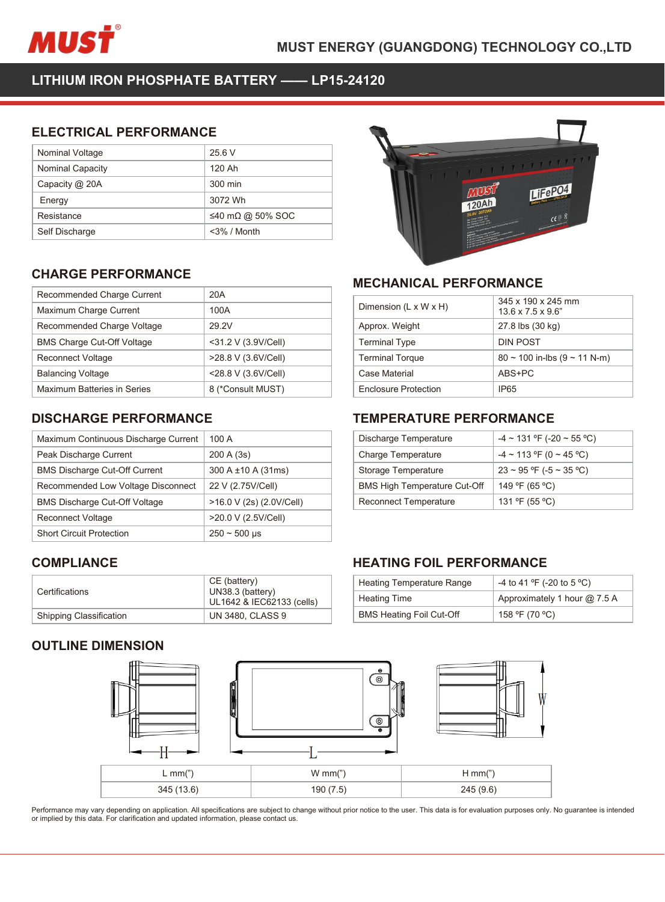MUST ENERGY (GUANGDONG) TECHNOLOGY CO.,LTD

# LITHIUM IRON PHOSPHATE BATTERY —— LP15-24120

## ELECTRICAL PERFORMANCE

| | |
|---|---|
| Nominal Voltage | 25.6 V |
| Nominal Capacity | 120 Ah |
| Capacity @ 20A | 300 min |
| Energy | 3072 Wh |
| Resistance | ≤40 mΩ @ 50% SOC |
| Self Discharge | <3% / Month |

## CHARGE PERFORMANCE

| | |
|---|---|
| Recommended Charge Current | 20A |
| Maximum Charge Current | 100A |
| Recommended Charge Voltage | 29.2V |
| BMS Charge Cut-Off Voltage | <31.2 V (3.9V/Cell) |
| Reconnect Voltage | >28.8 V (3.6V/Cell) |
| Balancing Voltage | <28.8 V (3.6V/Cell) |
| Maximum Batteries in Series | 8 (*Consult MUST) |

## MECHANICAL PERFORMANCE

| | |
|---|---|
| Dimension (L x W x H) | 345 x 190 x 245 mm<br>13.6 x 7.5 x 9.6” |
| Approx. Weight | 27.8 lbs (30 kg) |
| Terminal Type | DIN POST |
| Terminal Torque | 80 ~ 100 in-lbs (9 ~ 11 N-m) |
| Case Material | ABS+PC |
| Enclosure Protection | IP65 |

## DISCHARGE PERFORMANCE

| | |
|---|---|
| Maximum Continuous Discharge Current | 100 A |
| Peak Discharge Current | 200 A (3s) |
| BMS Discharge Cut-Off Current | 300 A ±10 A (31ms) |
| Recommended Low Voltage Disconnect | 22 V (2.75V/Cell) |
| BMS Discharge Cut-Off Voltage | >16.0 V (2s) (2.0V/Cell) |
| Reconnect Voltage | >20.0 V (2.5V/Cell) |
| Short Circuit Protection | 250 ~ 500 μs |

## TEMPERATURE PERFORMANCE

| | |
|---|---|
| Discharge Temperature | -4 ~ 131 ºF (-20 ~ 55 ºC) |
| Charge Temperature | -4 ~ 113 ºF (0 ~ 45 ºC) |
| Storage Temperature | 23 ~ 95 ºF (-5 ~ 35 ºC) |
| BMS High Temperature Cut-Off | 149 ºF (65 ºC) |
| Reconnect Temperature | 131 ºF (55 ºC) |

## COMPLIANCE

| | |
|---|---|
| Certifications | CE (battery)<br>UN38.3 (battery)<br>UL1642 & IEC62133 (cells) |
| Shipping Classification | UN 3480, CLASS 9 |

## HEATING FOIL PERFORMANCE

| | |
|---|---|
| Heating Temperature Range | -4 to 41 ºF (-20 to 5 ºC) |
| Heating Time | Approximately 1 hour @ 7.5 A |
| BMS Heating Foil Cut-Off | 158 ºF (70 ºC) |

## OUTLINE DIMENSION

| L mm(") | W mm(") | H mm(") |
|---|---|---|
| 345 (13.6) | 190 (7.5) | 245 (9.6) |

Performance may vary depending on application. All specifications are subject to change without prior notice to the user. This data is for evaluation purposes only. No guarantee is intended or implied by this data. For clarification and updated information, please contact us.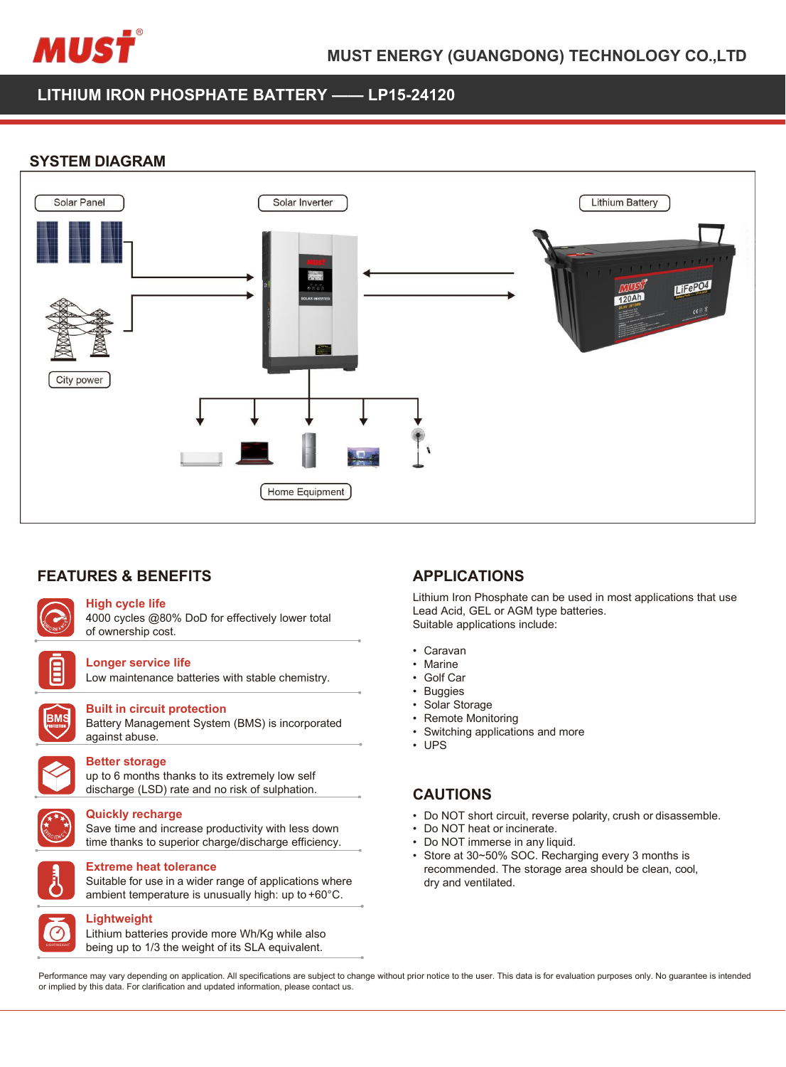MUST ENERGY (GUANGDONG) TECHNOLOGY CO.,LTD

## LITHIUM IRON PHOSPHATE BATTERY —— LP15-24120

## SYSTEM DIAGRAM

Solar Panel

Solar Inverter

Lithium Battery

City power

Home Equipment

## FEATURES & BENEFITS

**High cycle life**
4000 cycles @80% DoD for effectively lower total of ownership cost.

**Longer service life**
Low maintenance batteries with stable chemistry.

**Built in circuit protection**
Battery Management System (BMS) is incorporated against abuse.

**Better storage**
up to 6 months thanks to its extremely low self discharge (LSD) rate and no risk of sulphation.

**Quickly recharge**
Save time and increase productivity with less down time thanks to superior charge/discharge efficiency.

**Extreme heat tolerance**
Suitable for use in a wider range of applications where ambient temperature is unusually high: up to +60°C.

**Lightweight**
Lithium batteries provide more Wh/Kg while also being up to 1/3 the weight of its SLA equivalent.

## APPLICATIONS

Lithium Iron Phosphate can be used in most applications that use Lead Acid, GEL or AGM type batteries.
Suitable applications include:

- Caravan
- Marine
- Golf Car
- Buggies
- Solar Storage
- Remote Monitoring
- Switching applications and more
- UPS

## CAUTIONS

- Do NOT short circuit, reverse polarity, crush or disassemble.
- Do NOT heat or incinerate.
- Do NOT immerse in any liquid.
- Store at 30~50% SOC. Recharging every 3 months is recommended. The storage area should be clean, cool, dry and ventilated.

Performance may vary depending on application. All specifications are subject to change without prior notice to the user. This data is for evaluation purposes only. No guarantee is intended or implied by this data. For clarification and updated information, please contact us.